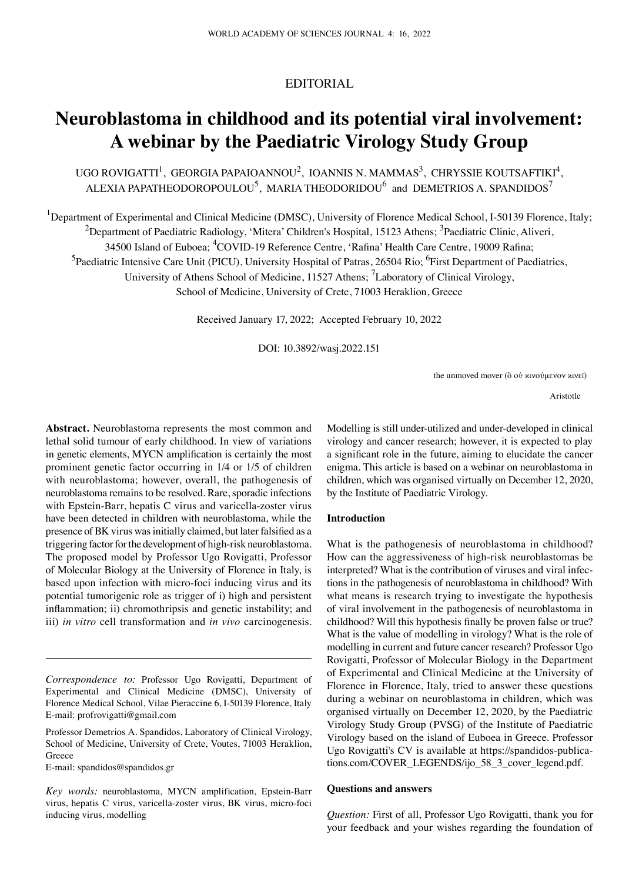EDITORIAL

# Neuroblastoma in childhood and its potential viral involvement: A webinar by the Paediatric Virology Study Group

UGO ROVIGATTI[1], GEORGIA PAPAIOANNOU[2], IOANNIS N. MAMMAS[3], CHRYSSIE KOUTSAFTIKI[4], ALEXIA PAPATHEODOROPOULOU[5], MARIA THEODORIDOU[6] and DEMETRIOS A. SPANDIDOS[7]

[1]Department of Experimental and Clinical Medicine (DMSC), University of Florence Medical School, I-50139 Florence, Italy; [2]Department of Paediatric Radiology, 'Mitera' Children's Hospital, 15123 Athens; [3]Paediatric Clinic, Aliveri, 34500 Island of Euboea; [4]COVID-19 Reference Centre, 'Rafina' Health Care Centre, 19009 Rafina; [5]Paediatric Intensive Care Unit (PICU), University Hospital of Patras, 26504 Rio; [6]First Department of Paediatrics, University of Athens School of Medicine, 11527 Athens; [7]Laboratory of Clinical Virology, School of Medicine, University of Crete, 71003 Heraklion, Greece

Received January 17, 2022; Accepted February 10, 2022

DOI: 10.3892/wasj.2022.151

> the unmoved mover (ὃ οὐ κινούμενον κινεῖ)
>
> Aristotle

**Abstract.** Neuroblastoma represents the most common and lethal solid tumour of early childhood. In view of variations in genetic elements, MYCN amplification is certainly the most prominent genetic factor occurring in 1/4 or 1/5 of children with neuroblastoma; however, overall, the pathogenesis of neuroblastoma remains to be resolved. Rare, sporadic infections with Epstein-Barr, hepatis C virus and varicella-zoster virus have been detected in children with neuroblastoma, while the presence of BK virus was initially claimed, but later falsified as a triggering factor for the development of high-risk neuroblastoma. The proposed model by Professor Ugo Rovigatti, Professor of Molecular Biology at the University of Florence in Italy, is based upon infection with micro-foci inducing virus and its potential tumorigenic role as trigger of i) high and persistent inflammation; ii) chromothripsis and genetic instability; and iii) *in vitro* cell transformation and *in vivo* carcinogenesis. Modelling is still under-utilized and under-developed in clinical virology and cancer research; however, it is expected to play a significant role in the future, aiming to elucidate the cancer enigma. This article is based on a webinar on neuroblastoma in children, which was organised virtually on December 12, 2020, by the Institute of Paediatric Virology.

*Correspondence to:* Professor Ugo Rovigatti, Department of Experimental and Clinical Medicine (DMSC), University of Florence Medical School, Vilae Pieraccine 6, I-50139 Florence, Italy
E-mail: profrovigatti@gmail.com

Professor Demetrios A. Spandidos, Laboratory of Clinical Virology, School of Medicine, University of Crete, Voutes, 71003 Heraklion, Greece
E-mail: spandidos@spandidos.gr

*Key words:* neuroblastoma, MYCN amplification, Epstein-Barr virus, hepatis C virus, varicella-zoster virus, BK virus, micro-foci inducing virus, modelling

## Introduction

What is the pathogenesis of neuroblastoma in childhood? How can the aggressiveness of high-risk neuroblastomas be interpreted? What is the contribution of viruses and viral infections in the pathogenesis of neuroblastoma in childhood? With what means is research trying to investigate the hypothesis of viral involvement in the pathogenesis of neuroblastoma in childhood? Will this hypothesis finally be proven false or true? What is the value of modelling in virology? What is the role of modelling in current and future cancer research? Professor Ugo Rovigatti, Professor of Molecular Biology in the Department of Experimental and Clinical Medicine at the University of Florence in Florence, Italy, tried to answer these questions during a webinar on neuroblastoma in children, which was organised virtually on December 12, 2020, by the Paediatric Virology Study Group (PVSG) of the Institute of Paediatric Virology based on the island of Euboea in Greece. Professor Ugo Rovigatti's CV is available at https://spandidos-publications.com/COVER_LEGENDS/ijo_58_3_cover_legend.pdf.

## Questions and answers

*Question:* First of all, Professor Ugo Rovigatti, thank you for your feedback and your wishes regarding the foundation of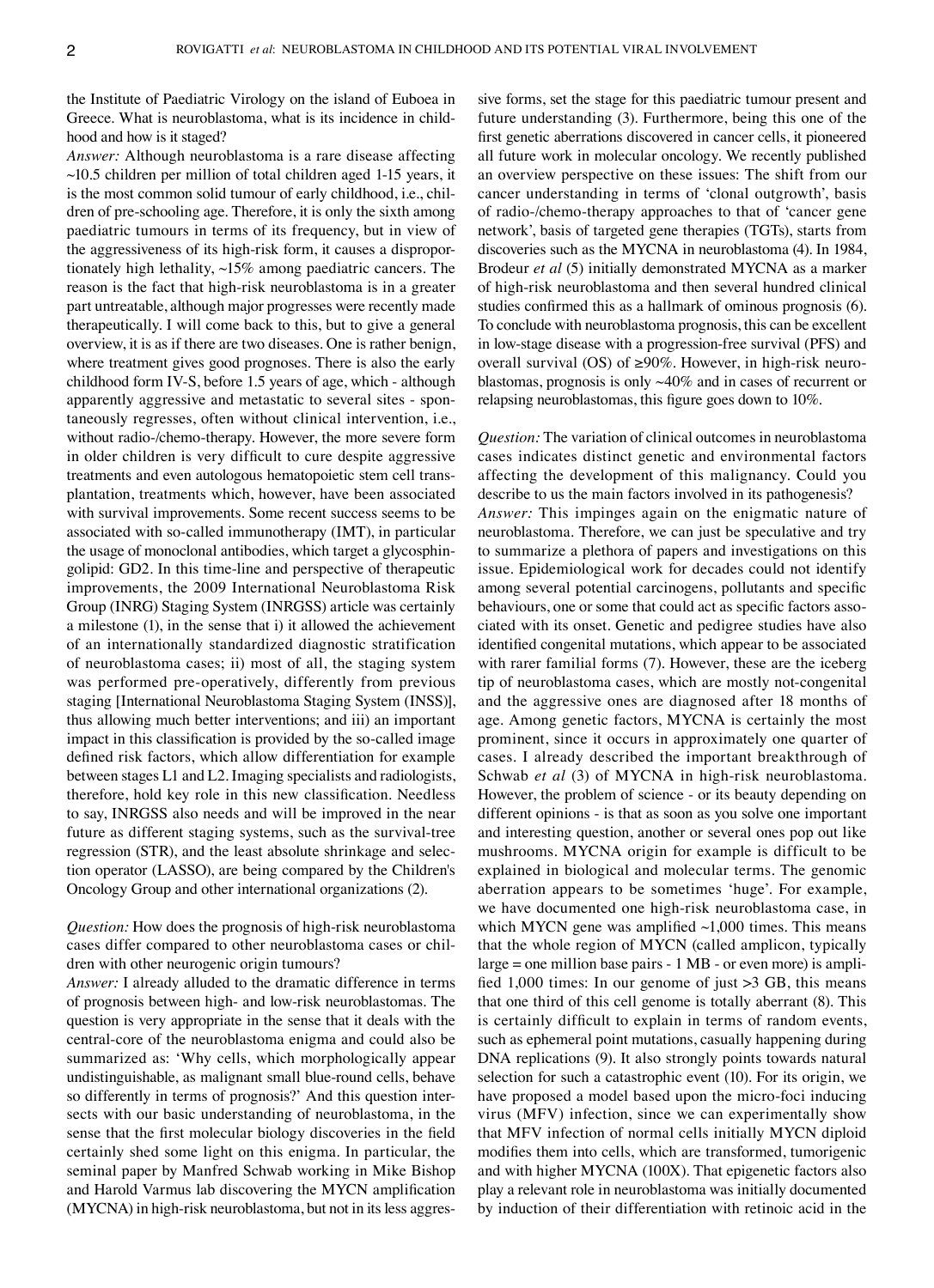the Institute of Paediatric Virology on the island of Euboea in Greece. What is neuroblastoma, what is its incidence in childhood and how is it staged?

*Answer:* Although neuroblastoma is a rare disease affecting ~10.5 children per million of total children aged 1-15 years, it is the most common solid tumour of early childhood, i.e., children of pre-schooling age. Therefore, it is only the sixth among paediatric tumours in terms of its frequency, but in view of the aggressiveness of its high-risk form, it causes a disproportionately high lethality, ~15% among paediatric cancers. The reason is the fact that high-risk neuroblastoma is in a greater part untreatable, although major progresses were recently made therapeutically. I will come back to this, but to give a general overview, it is as if there are two diseases. One is rather benign, where treatment gives good prognoses. There is also the early childhood form IV-S, before 1.5 years of age, which - although apparently aggressive and metastatic to several sites - spontaneously regresses, often without clinical intervention, i.e., without radio-/chemo-therapy. However, the more severe form in older children is very difficult to cure despite aggressive treatments and even autologous hematopoietic stem cell transplantation, treatments which, however, have been associated with survival improvements. Some recent success seems to be associated with so-called immunotherapy (IMT), in particular the usage of monoclonal antibodies, which target a glycosphingolipid: GD2. In this time-line and perspective of therapeutic improvements, the 2009 International Neuroblastoma Risk Group (INRG) Staging System (INRGSS) article was certainly a milestone (1), in the sense that i) it allowed the achievement of an internationally standardized diagnostic stratification of neuroblastoma cases; ii) most of all, the staging system was performed pre-operatively, differently from previous staging [International Neuroblastoma Staging System (INSS)], thus allowing much better interventions; and iii) an important impact in this classification is provided by the so-called image defined risk factors, which allow differentiation for example between stages L1 and L2. Imaging specialists and radiologists, therefore, hold key role in this new classification. Needless to say, INRGSS also needs and will be improved in the near future as different staging systems, such as the survival-tree regression (STR), and the least absolute shrinkage and selection operator (LASSO), are being compared by the Children's Oncology Group and other international organizations (2).

*Question:* How does the prognosis of high-risk neuroblastoma cases differ compared to other neuroblastoma cases or children with other neurogenic origin tumours?

*Answer:* I already alluded to the dramatic difference in terms of prognosis between high- and low-risk neuroblastomas. The question is very appropriate in the sense that it deals with the central-core of the neuroblastoma enigma and could also be summarized as: 'Why cells, which morphologically appear undistinguishable, as malignant small blue-round cells, behave so differently in terms of prognosis?' And this question intersects with our basic understanding of neuroblastoma, in the sense that the first molecular biology discoveries in the field certainly shed some light on this enigma. In particular, the seminal paper by Manfred Schwab working in Mike Bishop and Harold Varmus lab discovering the MYCN amplification (MYCNA) in high-risk neuroblastoma, but not in its less aggressive forms, set the stage for this paediatric tumour present and future understanding (3). Furthermore, being this one of the first genetic aberrations discovered in cancer cells, it pioneered all future work in molecular oncology. We recently published an overview perspective on these issues: The shift from our cancer understanding in terms of 'clonal outgrowth', basis of radio-/chemo-therapy approaches to that of 'cancer gene network', basis of targeted gene therapies (TGTs), starts from discoveries such as the MYCNA in neuroblastoma (4). In 1984, Brodeur *et al* (5) initially demonstrated MYCNA as a marker of high-risk neuroblastoma and then several hundred clinical studies confirmed this as a hallmark of ominous prognosis (6). To conclude with neuroblastoma prognosis, this can be excellent in low-stage disease with a progression-free survival (PFS) and overall survival (OS) of ≥90%. However, in high-risk neuroblastomas, prognosis is only ~40% and in cases of recurrent or relapsing neuroblastomas, this figure goes down to 10%.

*Question:* The variation of clinical outcomes in neuroblastoma cases indicates distinct genetic and environmental factors affecting the development of this malignancy. Could you describe to us the main factors involved in its pathogenesis?

*Answer:* This impinges again on the enigmatic nature of neuroblastoma. Therefore, we can just be speculative and try to summarize a plethora of papers and investigations on this issue. Epidemiological work for decades could not identify among several potential carcinogens, pollutants and specific behaviours, one or some that could act as specific factors associated with its onset. Genetic and pedigree studies have also identified congenital mutations, which appear to be associated with rarer familial forms (7). However, these are the iceberg tip of neuroblastoma cases, which are mostly not-congenital and the aggressive ones are diagnosed after 18 months of age. Among genetic factors, MYCNA is certainly the most prominent, since it occurs in approximately one quarter of cases. I already described the important breakthrough of Schwab *et al* (3) of MYCNA in high-risk neuroblastoma. However, the problem of science - or its beauty depending on different opinions - is that as soon as you solve one important and interesting question, another or several ones pop out like mushrooms. MYCNA origin for example is difficult to be explained in biological and molecular terms. The genomic aberration appears to be sometimes 'huge'. For example, we have documented one high-risk neuroblastoma case, in which MYCN gene was amplified ~1,000 times. This means that the whole region of MYCN (called amplicon, typically large = one million base pairs - 1 MB - or even more) is amplified 1,000 times: In our genome of just >3 GB, this means that one third of this cell genome is totally aberrant (8). This is certainly difficult to explain in terms of random events, such as ephemeral point mutations, casually happening during DNA replications (9). It also strongly points towards natural selection for such a catastrophic event (10). For its origin, we have proposed a model based upon the micro-foci inducing virus (MFV) infection, since we can experimentally show that MFV infection of normal cells initially MYCN diploid modifies them into cells, which are transformed, tumorigenic and with higher MYCNA (100X). That epigenetic factors also play a relevant role in neuroblastoma was initially documented by induction of their differentiation with retinoic acid in the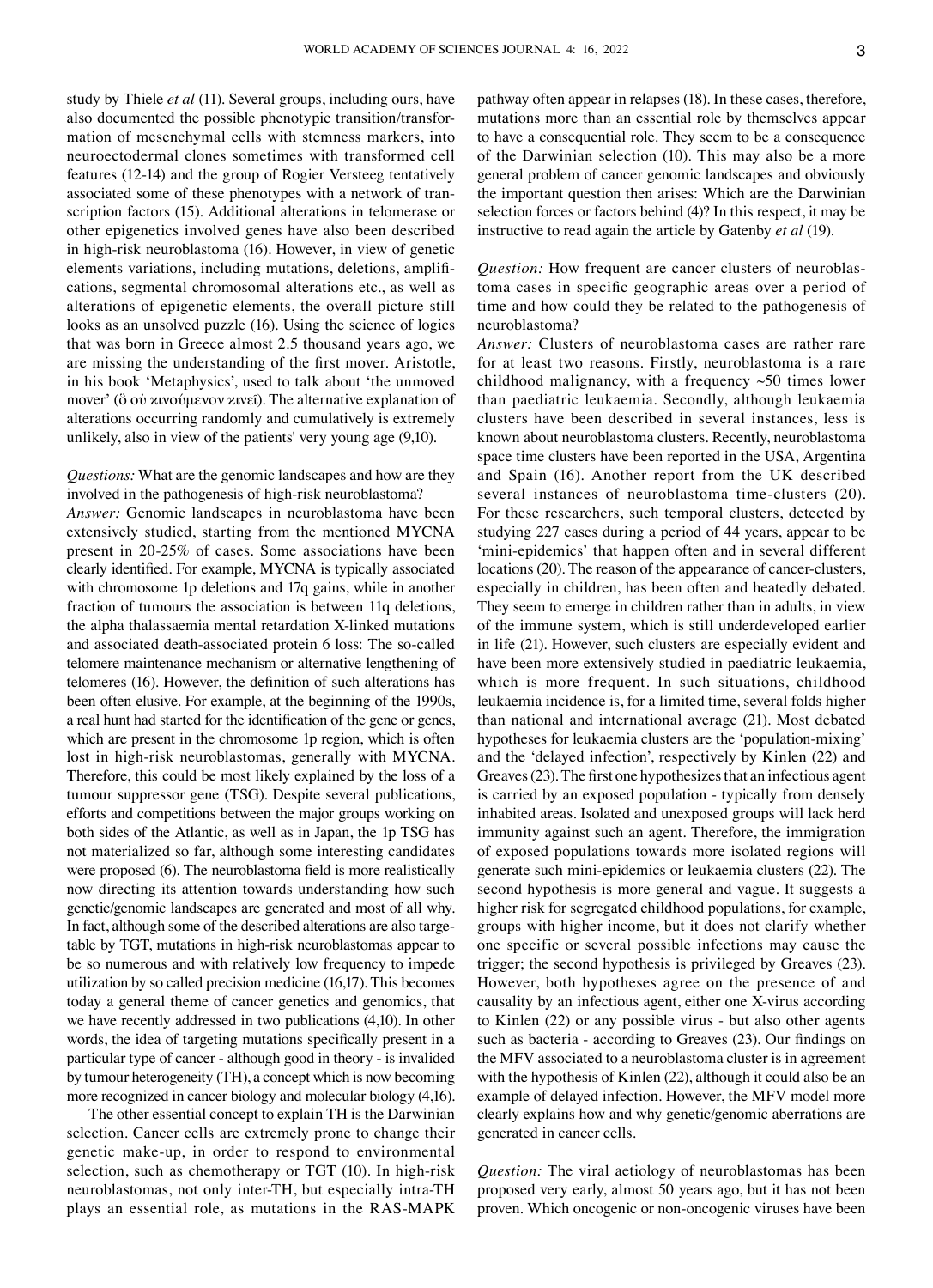study by Thiele *et al* (11). Several groups, including ours, have also documented the possible phenotypic transition/transformation of mesenchymal cells with stemness markers, into neuroectodermal clones sometimes with transformed cell features (12-14) and the group of Rogier Versteeg tentatively associated some of these phenotypes with a network of transcription factors (15). Additional alterations in telomerase or other epigenetics involved genes have also been described in high-risk neuroblastoma (16). However, in view of genetic elements variations, including mutations, deletions, amplifications, segmental chromosomal alterations etc., as well as alterations of epigenetic elements, the overall picture still looks as an unsolved puzzle (16). Using the science of logics that was born in Greece almost 2.5 thousand years ago, we are missing the understanding of the first mover. Aristotle, in his book 'Metaphysics', used to talk about 'the unmoved mover' (ὃ οὐ κινούμενον κινεῖ). The alternative explanation of alterations occurring randomly and cumulatively is extremely unlikely, also in view of the patients' very young age (9,10).

*Questions:* What are the genomic landscapes and how are they involved in the pathogenesis of high-risk neuroblastoma?

*Answer:* Genomic landscapes in neuroblastoma have been extensively studied, starting from the mentioned MYCNA present in 20-25% of cases. Some associations have been clearly identified. For example, MYCNA is typically associated with chromosome 1p deletions and 17q gains, while in another fraction of tumours the association is between 11q deletions, the alpha thalassaemia mental retardation X-linked mutations and associated death-associated protein 6 loss: The so-called telomere maintenance mechanism or alternative lengthening of telomeres (16). However, the definition of such alterations has been often elusive. For example, at the beginning of the 1990s, a real hunt had started for the identification of the gene or genes, which are present in the chromosome 1p region, which is often lost in high-risk neuroblastomas, generally with MYCNA. Therefore, this could be most likely explained by the loss of a tumour suppressor gene (TSG). Despite several publications, efforts and competitions between the major groups working on both sides of the Atlantic, as well as in Japan, the 1p TSG has not materialized so far, although some interesting candidates were proposed (6). The neuroblastoma field is more realistically now directing its attention towards understanding how such genetic/genomic landscapes are generated and most of all why. In fact, although some of the described alterations are also targetable by TGT, mutations in high-risk neuroblastomas appear to be so numerous and with relatively low frequency to impede utilization by so called precision medicine (16,17). This becomes today a general theme of cancer genetics and genomics, that we have recently addressed in two publications (4,10). In other words, the idea of targeting mutations specifically present in a particular type of cancer - although good in theory - is invalided by tumour heterogeneity (TH), a concept which is now becoming more recognized in cancer biology and molecular biology (4,16).

The other essential concept to explain TH is the Darwinian selection. Cancer cells are extremely prone to change their genetic make-up, in order to respond to environmental selection, such as chemotherapy or TGT (10). In high-risk neuroblastomas, not only inter-TH, but especially intra-TH plays an essential role, as mutations in the RAS-MAPK pathway often appear in relapses (18). In these cases, therefore, mutations more than an essential role by themselves appear to have a consequential role. They seem to be a consequence of the Darwinian selection (10). This may also be a more general problem of cancer genomic landscapes and obviously the important question then arises: Which are the Darwinian selection forces or factors behind (4)? In this respect, it may be instructive to read again the article by Gatenby *et al* (19).

*Question:* How frequent are cancer clusters of neuroblastoma cases in specific geographic areas over a period of time and how could they be related to the pathogenesis of neuroblastoma?

*Answer:* Clusters of neuroblastoma cases are rather rare for at least two reasons. Firstly, neuroblastoma is a rare childhood malignancy, with a frequency ~50 times lower than paediatric leukaemia. Secondly, although leukaemia clusters have been described in several instances, less is known about neuroblastoma clusters. Recently, neuroblastoma space time clusters have been reported in the USA, Argentina and Spain (16). Another report from the UK described several instances of neuroblastoma time-clusters (20). For these researchers, such temporal clusters, detected by studying 227 cases during a period of 44 years, appear to be 'mini-epidemics' that happen often and in several different locations (20). The reason of the appearance of cancer-clusters, especially in children, has been often and heatedly debated. They seem to emerge in children rather than in adults, in view of the immune system, which is still underdeveloped earlier in life (21). However, such clusters are especially evident and have been more extensively studied in paediatric leukaemia, which is more frequent. In such situations, childhood leukaemia incidence is, for a limited time, several folds higher than national and international average (21). Most debated hypotheses for leukaemia clusters are the 'population-mixing' and the 'delayed infection', respectively by Kinlen (22) and Greaves (23). The first one hypothesizes that an infectious agent is carried by an exposed population - typically from densely inhabited areas. Isolated and unexposed groups will lack herd immunity against such an agent. Therefore, the immigration of exposed populations towards more isolated regions will generate such mini-epidemics or leukaemia clusters (22). The second hypothesis is more general and vague. It suggests a higher risk for segregated childhood populations, for example, groups with higher income, but it does not clarify whether one specific or several possible infections may cause the trigger; the second hypothesis is privileged by Greaves (23). However, both hypotheses agree on the presence of and causality by an infectious agent, either one X-virus according to Kinlen (22) or any possible virus - but also other agents such as bacteria - according to Greaves (23). Our findings on the MFV associated to a neuroblastoma cluster is in agreement with the hypothesis of Kinlen (22), although it could also be an example of delayed infection. However, the MFV model more clearly explains how and why genetic/genomic aberrations are generated in cancer cells.

*Question:* The viral aetiology of neuroblastomas has been proposed very early, almost 50 years ago, but it has not been proven. Which oncogenic or non-oncogenic viruses have been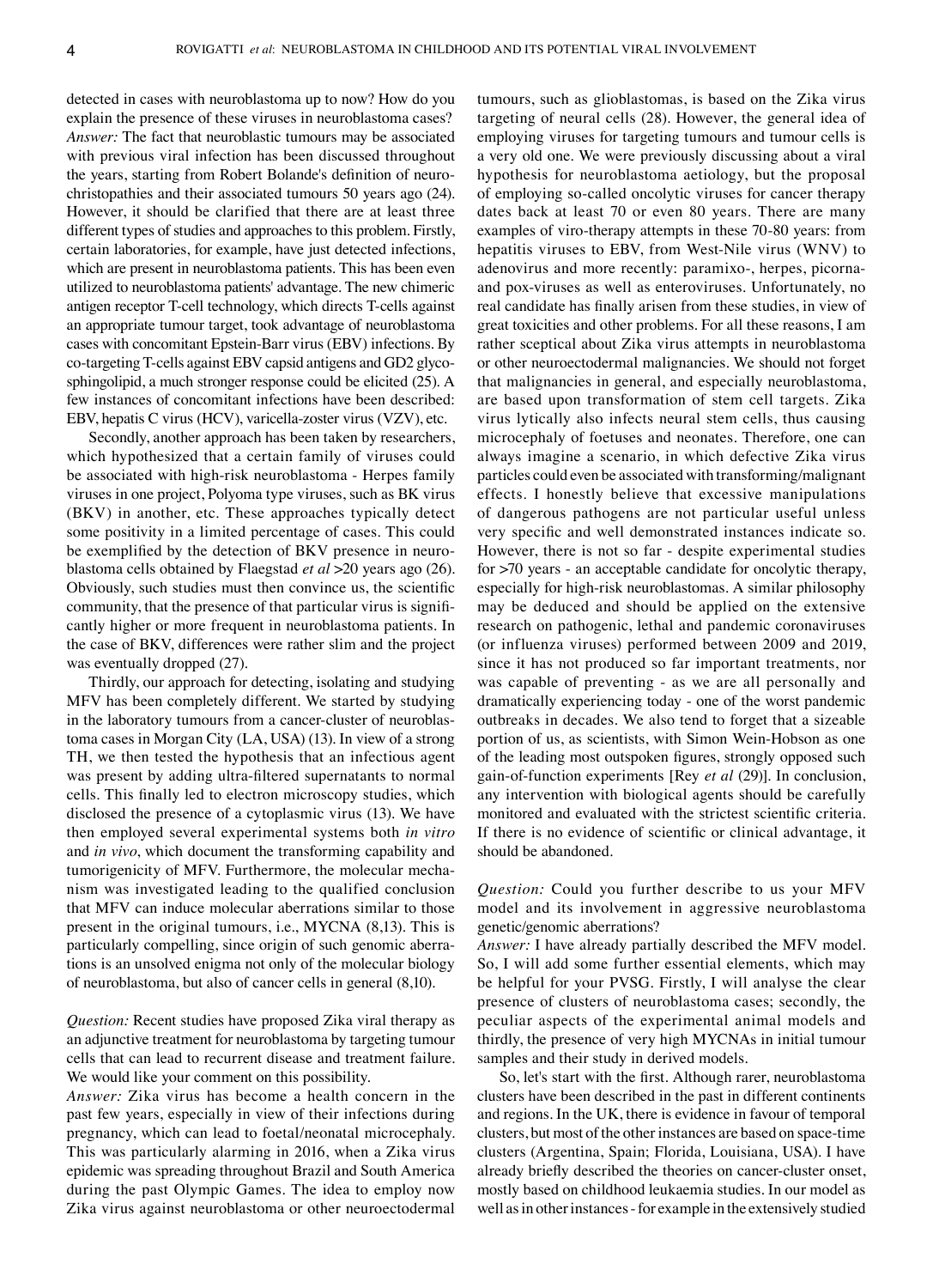detected in cases with neuroblastoma up to now? How do you explain the presence of these viruses in neuroblastoma cases?

*Answer:* The fact that neuroblastic tumours may be associated with previous viral infection has been discussed throughout the years, starting from Robert Bolande's definition of neurochristopathies and their associated tumours 50 years ago (24). However, it should be clarified that there are at least three different types of studies and approaches to this problem. Firstly, certain laboratories, for example, have just detected infections, which are present in neuroblastoma patients. This has been even utilized to neuroblastoma patients' advantage. The new chimeric antigen receptor T-cell technology, which directs T-cells against an appropriate tumour target, took advantage of neuroblastoma cases with concomitant Epstein-Barr virus (EBV) infections. By co-targeting T-cells against EBV capsid antigens and GD2 glycosphingolipid, a much stronger response could be elicited (25). A few instances of concomitant infections have been described: EBV, hepatis C virus (HCV), varicella-zoster virus (VZV), etc.

Secondly, another approach has been taken by researchers, which hypothesized that a certain family of viruses could be associated with high-risk neuroblastoma - Herpes family viruses in one project, Polyoma type viruses, such as BK virus (BKV) in another, etc. These approaches typically detect some positivity in a limited percentage of cases. This could be exemplified by the detection of BKV presence in neuroblastoma cells obtained by Flaegstad *et al* >20 years ago (26). Obviously, such studies must then convince us, the scientific community, that the presence of that particular virus is significantly higher or more frequent in neuroblastoma patients. In the case of BKV, differences were rather slim and the project was eventually dropped (27).

Thirdly, our approach for detecting, isolating and studying MFV has been completely different. We started by studying in the laboratory tumours from a cancer-cluster of neuroblastoma cases in Morgan City (LA, USA) (13). In view of a strong TH, we then tested the hypothesis that an infectious agent was present by adding ultra-filtered supernatants to normal cells. This finally led to electron microscopy studies, which disclosed the presence of a cytoplasmic virus (13). We have then employed several experimental systems both *in vitro* and *in vivo*, which document the transforming capability and tumorigenicity of MFV. Furthermore, the molecular mechanism was investigated leading to the qualified conclusion that MFV can induce molecular aberrations similar to those present in the original tumours, i.e., MYCNA (8,13). This is particularly compelling, since origin of such genomic aberrations is an unsolved enigma not only of the molecular biology of neuroblastoma, but also of cancer cells in general (8,10).

*Question:* Recent studies have proposed Zika viral therapy as an adjunctive treatment for neuroblastoma by targeting tumour cells that can lead to recurrent disease and treatment failure. We would like your comment on this possibility.

*Answer:* Zika virus has become a health concern in the past few years, especially in view of their infections during pregnancy, which can lead to foetal/neonatal microcephaly. This was particularly alarming in 2016, when a Zika virus epidemic was spreading throughout Brazil and South America during the past Olympic Games. The idea to employ now Zika virus against neuroblastoma or other neuroectodermal tumours, such as glioblastomas, is based on the Zika virus targeting of neural cells (28). However, the general idea of employing viruses for targeting tumours and tumour cells is a very old one. We were previously discussing about a viral hypothesis for neuroblastoma aetiology, but the proposal of employing so-called oncolytic viruses for cancer therapy dates back at least 70 or even 80 years. There are many examples of viro-therapy attempts in these 70-80 years: from hepatitis viruses to EBV, from West-Nile virus (WNV) to adenovirus and more recently: paramixo-, herpes, picorna- and pox-viruses as well as enteroviruses. Unfortunately, no real candidate has finally arisen from these studies, in view of great toxicities and other problems. For all these reasons, I am rather sceptical about Zika virus attempts in neuroblastoma or other neuroectodermal malignancies. We should not forget that malignancies in general, and especially neuroblastoma, are based upon transformation of stem cell targets. Zika virus lytically also infects neural stem cells, thus causing microcephaly of foetuses and neonates. Therefore, one can always imagine a scenario, in which defective Zika virus particles could even be associated with transforming/malignant effects. I honestly believe that excessive manipulations of dangerous pathogens are not particular useful unless very specific and well demonstrated instances indicate so. However, there is not so far - despite experimental studies for >70 years - an acceptable candidate for oncolytic therapy, especially for high-risk neuroblastomas. A similar philosophy may be deduced and should be applied on the extensive research on pathogenic, lethal and pandemic coronaviruses (or influenza viruses) performed between 2009 and 2019, since it has not produced so far important treatments, nor was capable of preventing - as we are all personally and dramatically experiencing today - one of the worst pandemic outbreaks in decades. We also tend to forget that a sizeable portion of us, as scientists, with Simon Wein-Hobson as one of the leading most outspoken figures, strongly opposed such gain-of-function experiments [Rey *et al* (29)]. In conclusion, any intervention with biological agents should be carefully monitored and evaluated with the strictest scientific criteria. If there is no evidence of scientific or clinical advantage, it should be abandoned.

*Question:* Could you further describe to us your MFV model and its involvement in aggressive neuroblastoma genetic/genomic aberrations?

*Answer:* I have already partially described the MFV model. So, I will add some further essential elements, which may be helpful for your PVSG. Firstly, I will analyse the clear presence of clusters of neuroblastoma cases; secondly, the peculiar aspects of the experimental animal models and thirdly, the presence of very high MYCNAs in initial tumour samples and their study in derived models.

So, let's start with the first. Although rarer, neuroblastoma clusters have been described in the past in different continents and regions. In the UK, there is evidence in favour of temporal clusters, but most of the other instances are based on space-time clusters (Argentina, Spain; Florida, Louisiana, USA). I have already briefly described the theories on cancer-cluster onset, mostly based on childhood leukaemia studies. In our model as well as in other instances - for example in the extensively studied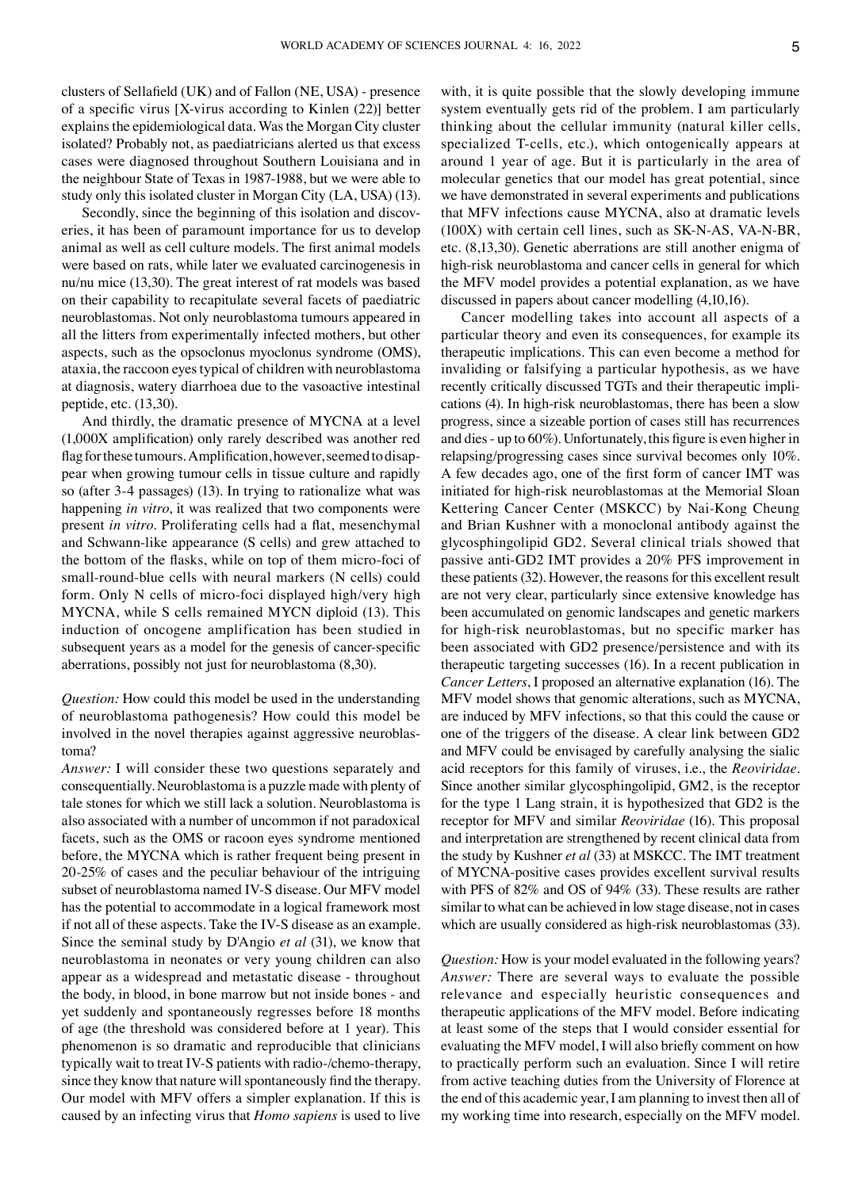clusters of Sellafield (UK) and of Fallon (NE, USA) - presence of a specific virus [X-virus according to Kinlen (22)] better explains the epidemiological data. Was the Morgan City cluster isolated? Probably not, as paediatricians alerted us that excess cases were diagnosed throughout Southern Louisiana and in the neighbour State of Texas in 1987-1988, but we were able to study only this isolated cluster in Morgan City (LA, USA) (13).

Secondly, since the beginning of this isolation and discoveries, it has been of paramount importance for us to develop animal as well as cell culture models. The first animal models were based on rats, while later we evaluated carcinogenesis in nu/nu mice (13,30). The great interest of rat models was based on their capability to recapitulate several facets of paediatric neuroblastomas. Not only neuroblastoma tumours appeared in all the litters from experimentally infected mothers, but other aspects, such as the opsoclonus myoclonus syndrome (OMS), ataxia, the raccoon eyes typical of children with neuroblastoma at diagnosis, watery diarrhoea due to the vasoactive intestinal peptide, etc. (13,30).

And thirdly, the dramatic presence of MYCNA at a level (1,000X amplification) only rarely described was another red flag for these tumours. Amplification, however, seemed to disappear when growing tumour cells in tissue culture and rapidly so (after 3-4 passages) (13). In trying to rationalize what was happening *in vitro*, it was realized that two components were present *in vitro*. Proliferating cells had a flat, mesenchymal and Schwann-like appearance (S cells) and grew attached to the bottom of the flasks, while on top of them micro-foci of small-round-blue cells with neural markers (N cells) could form. Only N cells of micro-foci displayed high/very high MYCNA, while S cells remained MYCN diploid (13). This induction of oncogene amplification has been studied in subsequent years as a model for the genesis of cancer-specific aberrations, possibly not just for neuroblastoma (8,30).

*Question:* How could this model be used in the understanding of neuroblastoma pathogenesis? How could this model be involved in the novel therapies against aggressive neuroblastoma?

*Answer:* I will consider these two questions separately and consequentially. Neuroblastoma is a puzzle made with plenty of tale stones for which we still lack a solution. Neuroblastoma is also associated with a number of uncommon if not paradoxical facets, such as the OMS or racoon eyes syndrome mentioned before, the MYCNA which is rather frequent being present in 20-25% of cases and the peculiar behaviour of the intriguing subset of neuroblastoma named IV-S disease. Our MFV model has the potential to accommodate in a logical framework most if not all of these aspects. Take the IV-S disease as an example. Since the seminal study by D'Angio *et al* (31), we know that neuroblastoma in neonates or very young children can also appear as a widespread and metastatic disease - throughout the body, in blood, in bone marrow but not inside bones - and yet suddenly and spontaneously regresses before 18 months of age (the threshold was considered before at 1 year). This phenomenon is so dramatic and reproducible that clinicians typically wait to treat IV-S patients with radio-/chemo-therapy, since they know that nature will spontaneously find the therapy. Our model with MFV offers a simpler explanation. If this is caused by an infecting virus that *Homo sapiens* is used to live with, it is quite possible that the slowly developing immune system eventually gets rid of the problem. I am particularly thinking about the cellular immunity (natural killer cells, specialized T-cells, etc.), which ontogenically appears at around 1 year of age. But it is particularly in the area of molecular genetics that our model has great potential, since we have demonstrated in several experiments and publications that MFV infections cause MYCNA, also at dramatic levels (100X) with certain cell lines, such as SK-N-AS, VA-N-BR, etc. (8,13,30). Genetic aberrations are still another enigma of high-risk neuroblastoma and cancer cells in general for which the MFV model provides a potential explanation, as we have discussed in papers about cancer modelling (4,10,16).

Cancer modelling takes into account all aspects of a particular theory and even its consequences, for example its therapeutic implications. This can even become a method for invaliding or falsifying a particular hypothesis, as we have recently critically discussed TGTs and their therapeutic implications (4). In high-risk neuroblastomas, there has been a slow progress, since a sizeable portion of cases still has recurrences and dies - up to 60%). Unfortunately, this figure is even higher in relapsing/progressing cases since survival becomes only 10%. A few decades ago, one of the first form of cancer IMT was initiated for high-risk neuroblastomas at the Memorial Sloan Kettering Cancer Center (MSKCC) by Nai-Kong Cheung and Brian Kushner with a monoclonal antibody against the glycosphingolipid GD2. Several clinical trials showed that passive anti-GD2 IMT provides a 20% PFS improvement in these patients (32). However, the reasons for this excellent result are not very clear, particularly since extensive knowledge has been accumulated on genomic landscapes and genetic markers for high-risk neuroblastomas, but no specific marker has been associated with GD2 presence/persistence and with its therapeutic targeting successes (16). In a recent publication in *Cancer Letters*, I proposed an alternative explanation (16). The MFV model shows that genomic alterations, such as MYCNA, are induced by MFV infections, so that this could the cause or one of the triggers of the disease. A clear link between GD2 and MFV could be envisaged by carefully analysing the sialic acid receptors for this family of viruses, i.e., the *Reoviridae*. Since another similar glycosphingolipid, GM2, is the receptor for the type 1 Lang strain, it is hypothesized that GD2 is the receptor for MFV and similar *Reoviridae* (16). This proposal and interpretation are strengthened by recent clinical data from the study by Kushner *et al* (33) at MSKCC. The IMT treatment of MYCNA-positive cases provides excellent survival results with PFS of 82% and OS of 94% (33). These results are rather similar to what can be achieved in low stage disease, not in cases which are usually considered as high-risk neuroblastomas (33).

*Question:* How is your model evaluated in the following years?

*Answer:* There are several ways to evaluate the possible relevance and especially heuristic consequences and therapeutic applications of the MFV model. Before indicating at least some of the steps that I would consider essential for evaluating the MFV model, I will also briefly comment on how to practically perform such an evaluation. Since I will retire from active teaching duties from the University of Florence at the end of this academic year, I am planning to invest then all of my working time into research, especially on the MFV model.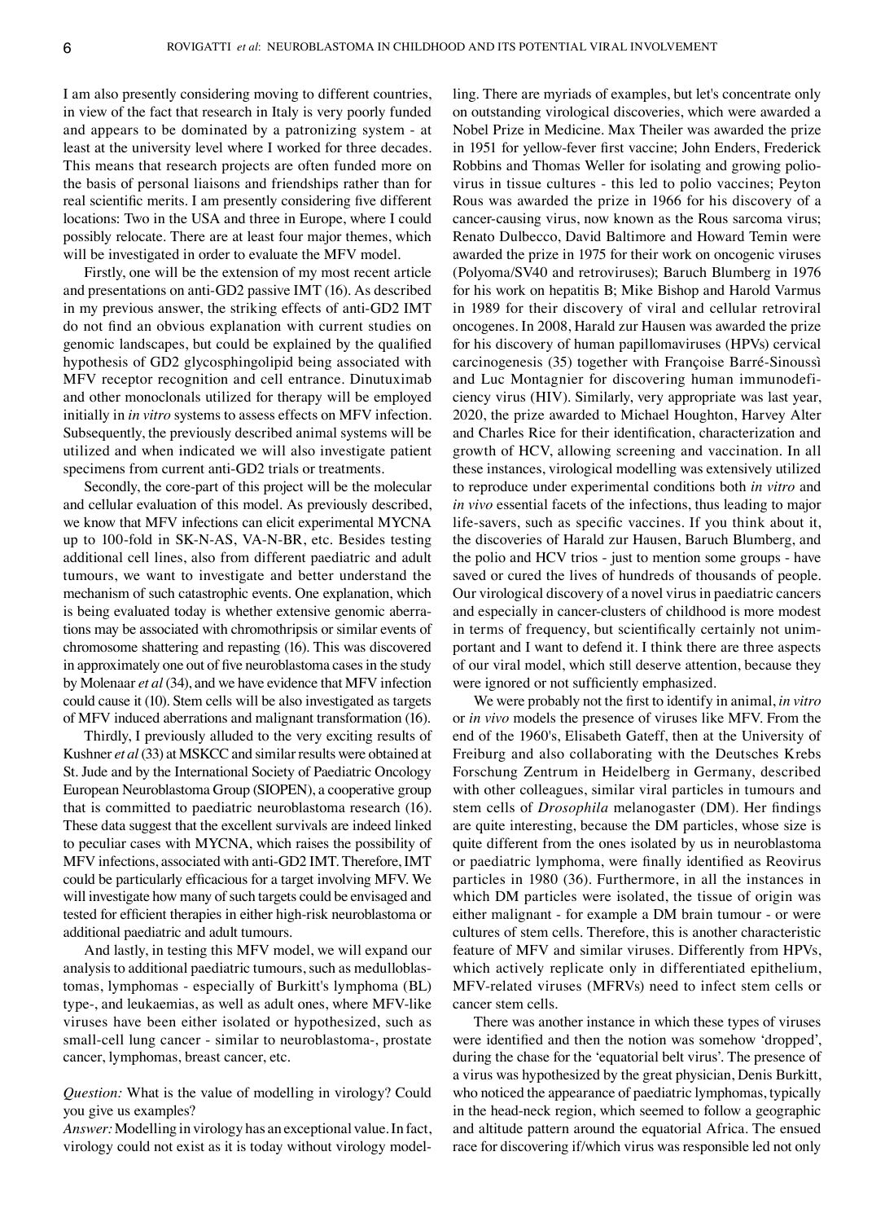I am also presently considering moving to different countries, in view of the fact that research in Italy is very poorly funded and appears to be dominated by a patronizing system - at least at the university level where I worked for three decades. This means that research projects are often funded more on the basis of personal liaisons and friendships rather than for real scientific merits. I am presently considering five different locations: Two in the USA and three in Europe, where I could possibly relocate. There are at least four major themes, which will be investigated in order to evaluate the MFV model.

Firstly, one will be the extension of my most recent article and presentations on anti-GD2 passive IMT (16). As described in my previous answer, the striking effects of anti-GD2 IMT do not find an obvious explanation with current studies on genomic landscapes, but could be explained by the qualified hypothesis of GD2 glycosphingolipid being associated with MFV receptor recognition and cell entrance. Dinutuximab and other monoclonals utilized for therapy will be employed initially in *in vitro* systems to assess effects on MFV infection. Subsequently, the previously described animal systems will be utilized and when indicated we will also investigate patient specimens from current anti-GD2 trials or treatments.

Secondly, the core-part of this project will be the molecular and cellular evaluation of this model. As previously described, we know that MFV infections can elicit experimental MYCNA up to 100-fold in SK-N-AS, VA-N-BR, etc. Besides testing additional cell lines, also from different paediatric and adult tumours, we want to investigate and better understand the mechanism of such catastrophic events. One explanation, which is being evaluated today is whether extensive genomic aberrations may be associated with chromothripsis or similar events of chromosome shattering and repasting (16). This was discovered in approximately one out of five neuroblastoma cases in the study by Molenaar *et al* (34), and we have evidence that MFV infection could cause it (10). Stem cells will be also investigated as targets of MFV induced aberrations and malignant transformation (16).

Thirdly, I previously alluded to the very exciting results of Kushner *et al* (33) at MSKCC and similar results were obtained at St. Jude and by the International Society of Paediatric Oncology European Neuroblastoma Group (SIOPEN), a cooperative group that is committed to paediatric neuroblastoma research (16). These data suggest that the excellent survivals are indeed linked to peculiar cases with MYCNA, which raises the possibility of MFV infections, associated with anti-GD2 IMT. Therefore, IMT could be particularly efficacious for a target involving MFV. We will investigate how many of such targets could be envisaged and tested for efficient therapies in either high-risk neuroblastoma or additional paediatric and adult tumours.

And lastly, in testing this MFV model, we will expand our analysis to additional paediatric tumours, such as medulloblastomas, lymphomas - especially of Burkitt's lymphoma (BL) type-, and leukaemias, as well as adult ones, where MFV-like viruses have been either isolated or hypothesized, such as small-cell lung cancer - similar to neuroblastoma-, prostate cancer, lymphomas, breast cancer, etc.

*Question:* What is the value of modelling in virology? Could you give us examples?

*Answer:* Modelling in virology has an exceptional value. In fact, virology could not exist as it is today without virology modelling. There are myriads of examples, but let's concentrate only on outstanding virological discoveries, which were awarded a Nobel Prize in Medicine. Max Theiler was awarded the prize in 1951 for yellow-fever first vaccine; John Enders, Frederick Robbins and Thomas Weller for isolating and growing poliovirus in tissue cultures - this led to polio vaccines; Peyton Rous was awarded the prize in 1966 for his discovery of a cancer-causing virus, now known as the Rous sarcoma virus; Renato Dulbecco, David Baltimore and Howard Temin were awarded the prize in 1975 for their work on oncogenic viruses (Polyoma/SV40 and retroviruses); Baruch Blumberg in 1976 for his work on hepatitis B; Mike Bishop and Harold Varmus in 1989 for their discovery of viral and cellular retroviral oncogenes. In 2008, Harald zur Hausen was awarded the prize for his discovery of human papillomaviruses (HPVs) cervical carcinogenesis (35) together with Françoise Barré-Sinoussì and Luc Montagnier for discovering human immunodeficiency virus (HIV). Similarly, very appropriate was last year, 2020, the prize awarded to Michael Houghton, Harvey Alter and Charles Rice for their identification, characterization and growth of HCV, allowing screening and vaccination. In all these instances, virological modelling was extensively utilized to reproduce under experimental conditions both *in vitro* and *in vivo* essential facets of the infections, thus leading to major life-savers, such as specific vaccines. If you think about it, the discoveries of Harald zur Hausen, Baruch Blumberg, and the polio and HCV trios - just to mention some groups - have saved or cured the lives of hundreds of thousands of people. Our virological discovery of a novel virus in paediatric cancers and especially in cancer-clusters of childhood is more modest in terms of frequency, but scientifically certainly not unimportant and I want to defend it. I think there are three aspects of our viral model, which still deserve attention, because they were ignored or not sufficiently emphasized.

We were probably not the first to identify in animal, *in vitro* or *in vivo* models the presence of viruses like MFV. From the end of the 1960's, Elisabeth Gateff, then at the University of Freiburg and also collaborating with the Deutsches Krebs Forschung Zentrum in Heidelberg in Germany, described with other colleagues, similar viral particles in tumours and stem cells of *Drosophila* melanogaster (DM). Her findings are quite interesting, because the DM particles, whose size is quite different from the ones isolated by us in neuroblastoma or paediatric lymphoma, were finally identified as Reovirus particles in 1980 (36). Furthermore, in all the instances in which DM particles were isolated, the tissue of origin was either malignant - for example a DM brain tumour - or were cultures of stem cells. Therefore, this is another characteristic feature of MFV and similar viruses. Differently from HPVs, which actively replicate only in differentiated epithelium, MFV-related viruses (MFRVs) need to infect stem cells or cancer stem cells.

There was another instance in which these types of viruses were identified and then the notion was somehow 'dropped', during the chase for the 'equatorial belt virus'. The presence of a virus was hypothesized by the great physician, Denis Burkitt, who noticed the appearance of paediatric lymphomas, typically in the head-neck region, which seemed to follow a geographic and altitude pattern around the equatorial Africa. The ensued race for discovering if/which virus was responsible led not only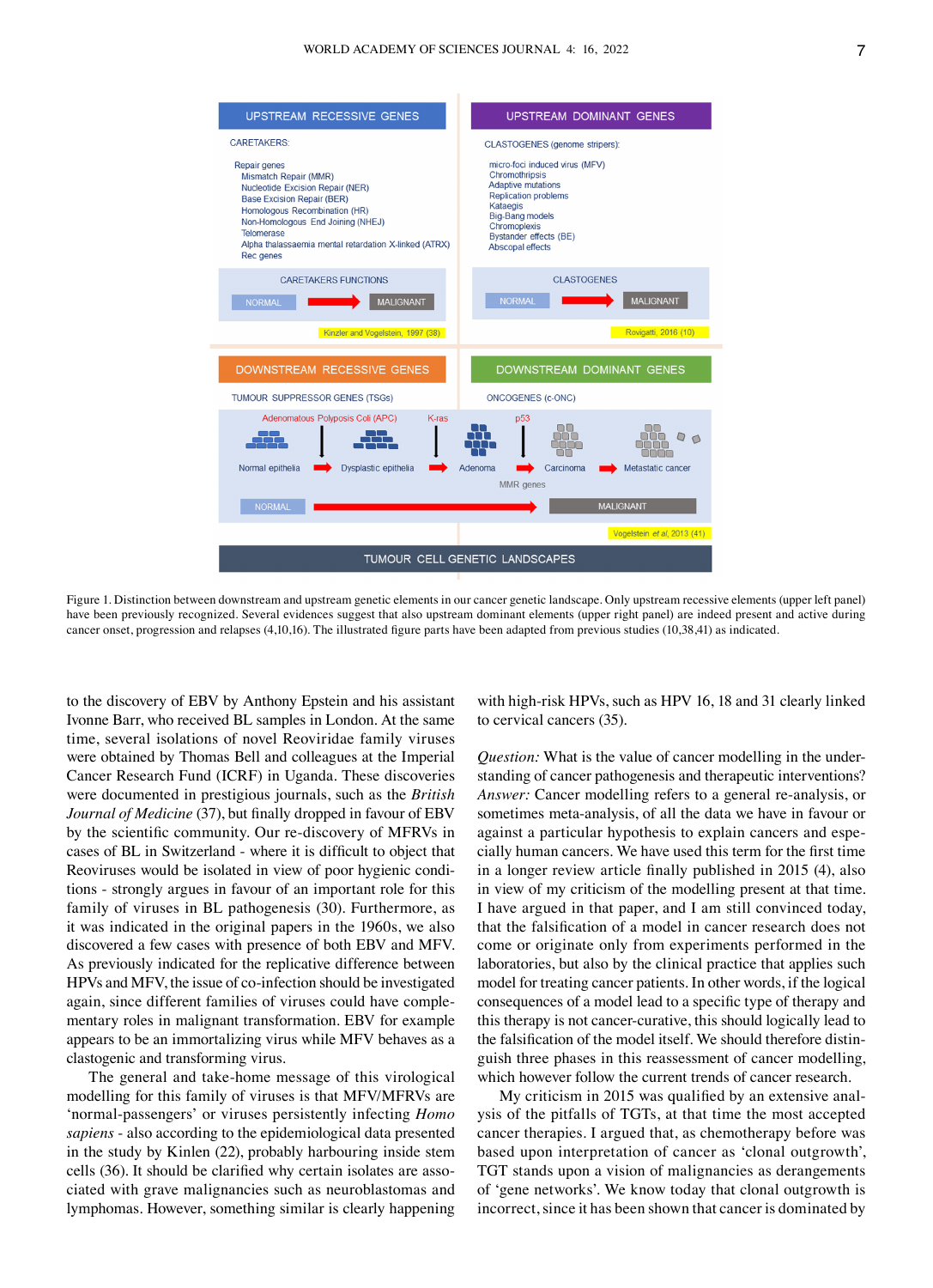Figure 1. Distinction between downstream and upstream genetic elements in our cancer genetic landscape. Only upstream recessive elements (upper left panel) have been previously recognized. Several evidences suggest that also upstream dominant elements (upper right panel) are indeed present and active during cancer onset, progression and relapses (4,10,16). The illustrated figure parts have been adapted from previous studies (10,38,41) as indicated.

to the discovery of EBV by Anthony Epstein and his assistant Ivonne Barr, who received BL samples in London. At the same time, several isolations of novel Reoviridae family viruses were obtained by Thomas Bell and colleagues at the Imperial Cancer Research Fund (ICRF) in Uganda. These discoveries were documented in prestigious journals, such as the *British Journal of Medicine* (37), but finally dropped in favour of EBV by the scientific community. Our re-discovery of MFRVs in cases of BL in Switzerland - where it is difficult to object that Reoviruses would be isolated in view of poor hygienic conditions - strongly argues in favour of an important role for this family of viruses in BL pathogenesis (30). Furthermore, as it was indicated in the original papers in the 1960s, we also discovered a few cases with presence of both EBV and MFV. As previously indicated for the replicative difference between HPVs and MFV, the issue of co-infection should be investigated again, since different families of viruses could have complementary roles in malignant transformation. EBV for example appears to be an immortalizing virus while MFV behaves as a clastogenic and transforming virus.

The general and take-home message of this virological modelling for this family of viruses is that MFV/MFRVs are 'normal-passengers' or viruses persistently infecting *Homo sapiens* - also according to the epidemiological data presented in the study by Kinlen (22), probably harbouring inside stem cells (36). It should be clarified why certain isolates are associated with grave malignancies such as neuroblastomas and lymphomas. However, something similar is clearly happening with high-risk HPVs, such as HPV 16, 18 and 31 clearly linked to cervical cancers (35).

*Question:* What is the value of cancer modelling in the understanding of cancer pathogenesis and therapeutic interventions? *Answer:* Cancer modelling refers to a general re-analysis, or sometimes meta-analysis, of all the data we have in favour or against a particular hypothesis to explain cancers and especially human cancers. We have used this term for the first time in a longer review article finally published in 2015 (4), also in view of my criticism of the modelling present at that time. I have argued in that paper, and I am still convinced today, that the falsification of a model in cancer research does not come or originate only from experiments performed in the laboratories, but also by the clinical practice that applies such model for treating cancer patients. In other words, if the logical consequences of a model lead to a specific type of therapy and this therapy is not cancer-curative, this should logically lead to the falsification of the model itself. We should therefore distinguish three phases in this reassessment of cancer modelling, which however follow the current trends of cancer research.

My criticism in 2015 was qualified by an extensive analysis of the pitfalls of TGTs, at that time the most accepted cancer therapies. I argued that, as chemotherapy before was based upon interpretation of cancer as 'clonal outgrowth', TGT stands upon a vision of malignancies as derangements of 'gene networks'. We know today that clonal outgrowth is incorrect, since it has been shown that cancer is dominated by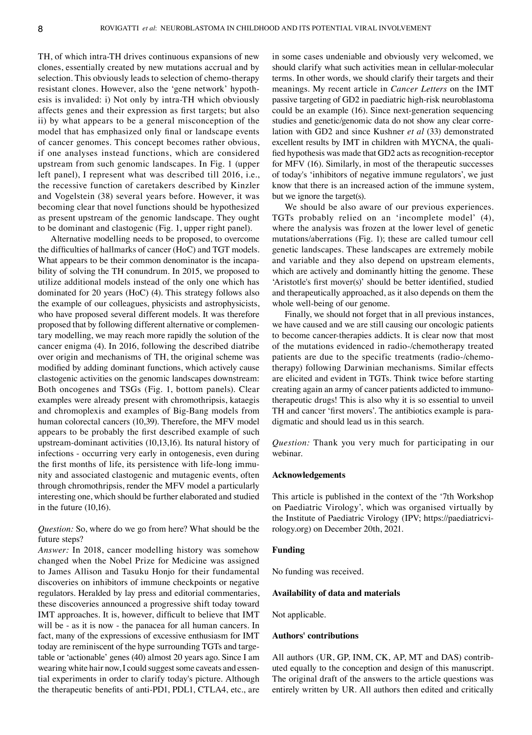TH, of which intra-TH drives continuous expansions of new clones, essentially created by new mutations accrual and by selection. This obviously leads to selection of chemo-therapy resistant clones. However, also the 'gene network' hypothesis is invalidated: i) Not only by intra-TH which obviously affects genes and their expression as first targets; but also ii) by what appears to be a general misconception of the model that has emphasized only final or landscape events of cancer genomes. This concept becomes rather obvious, if one analyses instead functions, which are considered upstream from such genomic landscapes. In Fig. 1 (upper left panel), I represent what was described till 2016, i.e., the recessive function of caretakers described by Kinzler and Vogelstein (38) several years before. However, it was becoming clear that novel functions should be hypothesized as present upstream of the genomic landscape. They ought to be dominant and clastogenic (Fig. 1, upper right panel).

Alternative modelling needs to be proposed, to overcome the difficulties of hallmarks of cancer (HoC) and TGT models. What appears to be their common denominator is the incapability of solving the TH conundrum. In 2015, we proposed to utilize additional models instead of the only one which has dominated for 20 years (HoC) (4). This strategy follows also the example of our colleagues, physicists and astrophysicists, who have proposed several different models. It was therefore proposed that by following different alternative or complementary modelling, we may reach more rapidly the solution of the cancer enigma (4). In 2016, following the described diatribe over origin and mechanisms of TH, the original scheme was modified by adding dominant functions, which actively cause clastogenic activities on the genomic landscapes downstream: Both oncogenes and TSGs (Fig. 1, bottom panels). Clear examples were already present with chromothripsis, kataegis and chromoplexis and examples of Big-Bang models from human colorectal cancers (10,39). Therefore, the MFV model appears to be probably the first described example of such upstream-dominant activities (10,13,16). Its natural history of infections - occurring very early in ontogenesis, even during the first months of life, its persistence with life-long immunity and associated clastogenic and mutagenic events, often through chromothripsis, render the MFV model a particularly interesting one, which should be further elaborated and studied in the future (10,16).

*Question:* So, where do we go from here? What should be the future steps?

*Answer:* In 2018, cancer modelling history was somehow changed when the Nobel Prize for Medicine was assigned to James Allison and Tasuku Honjo for their fundamental discoveries on inhibitors of immune checkpoints or negative regulators. Heralded by lay press and editorial commentaries, these discoveries announced a progressive shift today toward IMT approaches. It is, however, difficult to believe that IMT will be - as it is now - the panacea for all human cancers. In fact, many of the expressions of excessive enthusiasm for IMT today are reminiscent of the hype surrounding TGTs and targetable or 'actionable' genes (40) almost 20 years ago. Since I am wearing white hair now, I could suggest some caveats and essential experiments in order to clarify today's picture. Although the therapeutic benefits of anti-PD1, PDL1, CTLA4, etc., are in some cases undeniable and obviously very welcomed, we should clarify what such activities mean in cellular-molecular terms. In other words, we should clarify their targets and their meanings. My recent article in *Cancer Letters* on the IMT passive targeting of GD2 in paediatric high-risk neuroblastoma could be an example (16). Since next-generation sequencing studies and genetic/genomic data do not show any clear correlation with GD2 and since Kushner *et al* (33) demonstrated excellent results by IMT in children with MYCNA, the qualified hypothesis was made that GD2 acts as recognition-receptor for MFV (16). Similarly, in most of the therapeutic successes of today's 'inhibitors of negative immune regulators', we just know that there is an increased action of the immune system, but we ignore the target(s).

We should be also aware of our previous experiences. TGTs probably relied on an 'incomplete model' (4), where the analysis was frozen at the lower level of genetic mutations/aberrations (Fig. 1); these are called tumour cell genetic landscapes. These landscapes are extremely mobile and variable and they also depend on upstream elements, which are actively and dominantly hitting the genome. These 'Aristotle's first mover(s)' should be better identified, studied and therapeutically approached, as it also depends on them the whole well-being of our genome.

Finally, we should not forget that in all previous instances, we have caused and we are still causing our oncologic patients to become cancer-therapies addicts. It is clear now that most of the mutations evidenced in radio-/chemotherapy treated patients are due to the specific treatments (radio-/chemotherapy) following Darwinian mechanisms. Similar effects are elicited and evident in TGTs. Think twice before starting creating again an army of cancer patients addicted to immunotherapeutic drugs! This is also why it is so essential to unveil TH and cancer 'first movers'. The antibiotics example is paradigmatic and should lead us in this search.

*Question:* Thank you very much for participating in our webinar.

## Acknowledgements

This article is published in the context of the '7th Workshop on Paediatric Virology', which was organised virtually by the Institute of Paediatric Virology (IPV; https://paediatricvirology.org) on December 20th, 2021.

## Funding

No funding was received.

## Availability of data and materials

Not applicable.

## Authors' contributions

All authors (UR, GP, INM, CK, AP, MT and DAS) contributed equally to the conception and design of this manuscript. The original draft of the answers to the article questions was entirely written by UR. All authors then edited and critically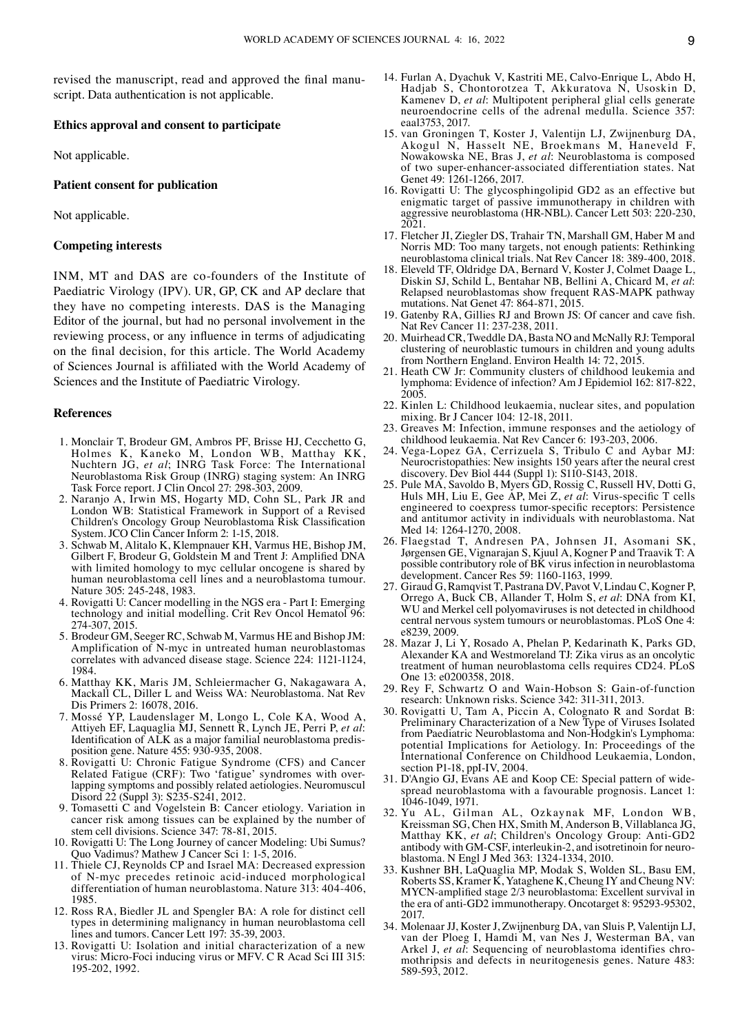revised the manuscript, read and approved the final manuscript. Data authentication is not applicable.

**Ethics approval and consent to participate**

Not applicable.

**Patient consent for publication**

Not applicable.

**Competing interests**

INM, MT and DAS are co-founders of the Institute of Paediatric Virology (IPV). UR, GP, CK and AP declare that they have no competing interests. DAS is the Managing Editor of the journal, but had no personal involvement in the reviewing process, or any influence in terms of adjudicating on the final decision, for this article. The World Academy of Sciences Journal is affiliated with the World Academy of Sciences and the Institute of Paediatric Virology.

**References**

1. Monclair T, Brodeur GM, Ambros PF, Brisse HJ, Cecchetto G, Holmes K, Kaneko M, London WB, Matthay KK, Nuchtern JG, *et al*; INRG Task Force: The International Neuroblastoma Risk Group (INRG) staging system: An INRG Task Force report. J Clin Oncol 27: 298-303, 2009.
2. Naranjo A, Irwin MS, Hogarty MD, Cohn SL, Park JR and London WB: Statistical Framework in Support of a Revised Children's Oncology Group Neuroblastoma Risk Classification System. JCO Clin Cancer Inform 2: 1-15, 2018.
3. Schwab M, Alitalo K, Klempnauer KH, Varmus HE, Bishop JM, Gilbert F, Brodeur G, Goldstein M and Trent J: Amplified DNA with limited homology to myc cellular oncogene is shared by human neuroblastoma cell lines and a neuroblastoma tumour. Nature 305: 245-248, 1983.
4. Rovigatti U: Cancer modelling in the NGS era - Part I: Emerging technology and initial modelling. Crit Rev Oncol Hematol 96: 274-307, 2015.
5. Brodeur GM, Seeger RC, Schwab M, Varmus HE and Bishop JM: Amplification of N-myc in untreated human neuroblastomas correlates with advanced disease stage. Science 224: 1121-1124, 1984.
6. Matthay KK, Maris JM, Schleiermacher G, Nakagawara A, Mackall CL, Diller L and Weiss WA: Neuroblastoma. Nat Rev Dis Primers 2: 16078, 2016.
7. Mossé YP, Laudenslager M, Longo L, Cole KA, Wood A, Attiyeh EF, Laquaglia MJ, Sennett R, Lynch JE, Perri P, *et al*: Identification of ALK as a major familial neuroblastoma predisposition gene. Nature 455: 930-935, 2008.
8. Rovigatti U: Chronic Fatigue Syndrome (CFS) and Cancer Related Fatigue (CRF): Two 'fatigue' syndromes with overlapping symptoms and possibly related aetiologies. Neuromuscul Disord 22 (Suppl 3): S235-S241, 2012.
9. Tomasetti C and Vogelstein B: Cancer etiology. Variation in cancer risk among tissues can be explained by the number of stem cell divisions. Science 347: 78-81, 2015.
10. Rovigatti U: The Long Journey of cancer Modeling: Ubi Sumus? Quo Vadimus? Mathew J Cancer Sci 1: 1-5, 2016.
11. Thiele CJ, Reynolds CP and Israel MA: Decreased expression of N-myc precedes retinoic acid-induced morphological differentiation of human neuroblastoma. Nature 313: 404-406, 1985.
12. Ross RA, Biedler JL and Spengler BA: A role for distinct cell types in determining malignancy in human neuroblastoma cell lines and tumors. Cancer Lett 197: 35-39, 2003.
13. Rovigatti U: Isolation and initial characterization of a new virus: Micro-Foci inducing virus or MFV. C R Acad Sci III 315: 195-202, 1992.
14. Furlan A, Dyachuk V, Kastriti ME, Calvo-Enrique L, Abdo H, Hadjab S, Chontorotzea T, Akkuratova N, Usoskin D, Kamenev D, *et al*: Multipotent peripheral glial cells generate neuroendocrine cells of the adrenal medulla. Science 357: eaal3753, 2017.
15. van Groningen T, Koster J, Valentijn LJ, Zwijnenburg DA, Akogul N, Hasselt NE, Broekmans M, Haneveld F, Nowakowska NE, Bras J, *et al*: Neuroblastoma is composed of two super-enhancer-associated differentiation states. Nat Genet 49: 1261-1266, 2017.
16. Rovigatti U: The glycosphingolipid GD2 as an effective but enigmatic target of passive immunotherapy in children with aggressive neuroblastoma (HR-NBL). Cancer Lett 503: 220-230, 2021.
17. Fletcher JI, Ziegler DS, Trahair TN, Marshall GM, Haber M and Norris MD: Too many targets, not enough patients: Rethinking neuroblastoma clinical trials. Nat Rev Cancer 18: 389-400, 2018.
18. Eleveld TF, Oldridge DA, Bernard V, Koster J, Colmet Daage L, Diskin SJ, Schild L, Bentahar NB, Bellini A, Chicard M, *et al*: Relapsed neuroblastomas show frequent RAS-MAPK pathway mutations. Nat Genet 47: 864-871, 2015.
19. Gatenby RA, Gillies RJ and Brown JS: Of cancer and cave fish. Nat Rev Cancer 11: 237-238, 2011.
20. Muirhead CR, Tweddle DA, Basta NO and McNally RJ: Temporal clustering of neuroblastic tumours in children and young adults from Northern England. Environ Health 14: 72, 2015.
21. Heath CW Jr: Community clusters of childhood leukemia and lymphoma: Evidence of infection? Am J Epidemiol 162: 817-822, 2005.
22. Kinlen L: Childhood leukaemia, nuclear sites, and population mixing. Br J Cancer 104: 12-18, 2011.
23. Greaves M: Infection, immune responses and the aetiology of childhood leukaemia. Nat Rev Cancer 6: 193-203, 2006.
24. Vega-Lopez GA, Cerrizuela S, Tribulo C and Aybar MJ: Neurocristopathies: New insights 150 years after the neural crest discovery. Dev Biol 444 (Suppl 1): S110-S143, 2018.
25. Pule MA, Savoldo B, Myers GD, Rossig C, Russell HV, Dotti G, Huls MH, Liu E, Gee AP, Mei Z, *et al*: Virus-specific T cells engineered to coexpress tumor-specific receptors: Persistence and antitumor activity in individuals with neuroblastoma. Nat Med 14: 1264-1270, 2008.
26. Flaegstad T, Andresen PA, Johnsen JI, Asomani SK, Jørgensen GE, Vignarajan S, Kjuul A, Kogner P and Traavik T: A possible contributory role of BK virus infection in neuroblastoma development. Cancer Res 59: 1160-1163, 1999.
27. Giraud G, Ramqvist T, Pastrana DV, Pavot V, Lindau C, Kogner P, Orrego A, Buck CB, Allander T, Holm S, *et al*: DNA from KI, WU and Merkel cell polyomaviruses is not detected in childhood central nervous system tumours or neuroblastomas. PLoS One 4: e8239, 2009.
28. Mazar J, Li Y, Rosado A, Phelan P, Kedarinath K, Parks GD, Alexander KA and Westmoreland TJ: Zika virus as an oncolytic treatment of human neuroblastoma cells requires CD24. PLoS One 13: e0200358, 2018.
29. Rey F, Schwartz O and Wain-Hobson S: Gain-of-function research: Unknown risks. Science 342: 311-311, 2013.
30. Rovigatti U, Tam A, Piccin A, Colognato R and Sordat B: Preliminary Characterization of a New Type of Viruses Isolated from Paediatric Neuroblastoma and Non-Hodgkin's Lymphoma: potential Implications for Aetiology. In: Proceedings of the International Conference on Childhood Leukaemia, London, section P1-18, ppI-IV, 2004.
31. D'Angio GJ, Evans AE and Koop CE: Special pattern of widespread neuroblastoma with a favourable prognosis. Lancet 1: 1046-1049, 1971.
32. Yu AL, Gilman AL, Ozkaynak MF, London WB, Kreissman SG, Chen HX, Smith M, Anderson B, Villablanca JG, Matthay KK, *et al*; Children's Oncology Group: Anti-GD2 antibody with GM-CSF, interleukin-2, and isotretinoin for neuroblastoma. N Engl J Med 363: 1324-1334, 2010.
33. Kushner BH, LaQuaglia MP, Modak S, Wolden SL, Basu EM, Roberts SS, Kramer K, Yataghene K, Cheung IY and Cheung NV: MYCN-amplified stage 2/3 neuroblastoma: Excellent survival in the era of anti-GD2 immunotherapy. Oncotarget 8: 95293-95302, 2017.
34. Molenaar JJ, Koster J, Zwijnenburg DA, van Sluis P, Valentijn LJ, van der Ploeg I, Hamdi M, van Nes J, Westerman BA, van Arkel J, *et al*: Sequencing of neuroblastoma identifies chromothripsis and defects in neuritogenesis genes. Nature 483: 589-593, 2012.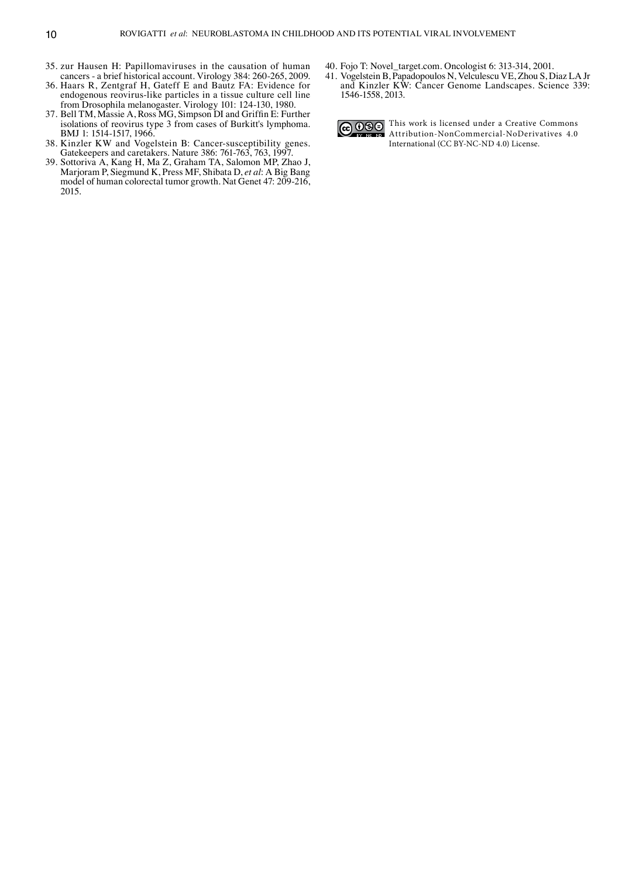35. zur Hausen H: Papillomaviruses in the causation of human cancers - a brief historical account. Virology 384: 260-265, 2009.
36. Haars R, Zentgraf H, Gateff E and Bautz FA: Evidence for endogenous reovirus-like particles in a tissue culture cell line from Drosophila melanogaster. Virology 101: 124-130, 1980.
37. Bell TM, Massie A, Ross MG, Simpson DI and Griffin E: Further isolations of reovirus type 3 from cases of Burkitt's lymphoma. BMJ 1: 1514-1517, 1966.
38. Kinzler KW and Vogelstein B: Cancer-susceptibility genes. Gatekeepers and caretakers. Nature 386: 761-763, 763, 1997.
39. Sottoriva A, Kang H, Ma Z, Graham TA, Salomon MP, Zhao J, Marjoram P, Siegmund K, Press MF, Shibata D, *et al*: A Big Bang model of human colorectal tumor growth. Nat Genet 47: 209-216, 2015.
40. Fojo T: Novel_target.com. Oncologist 6: 313-314, 2001.
41. Vogelstein B, Papadopoulos N, Velculescu VE, Zhou S, Diaz LA Jr and Kinzler KW: Cancer Genome Landscapes. Science 339: 1546-1558, 2013.

This work is licensed under a Creative Commons Attribution-NonCommercial-NoDerivatives 4.0 International (CC BY-NC-ND 4.0) License.